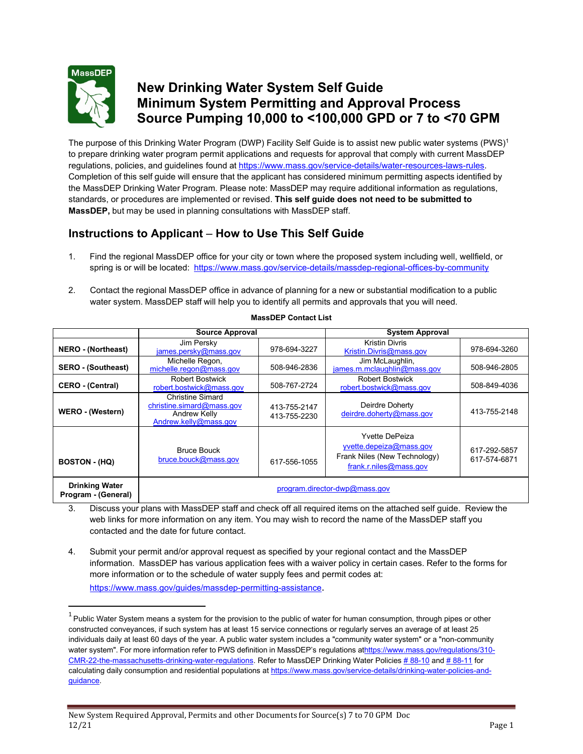# New Drinking Water System Self Guide
# Minimum System Permitting and Approval Process
# Source Pumping 10,000 to <100,000 GPD or 7 to <70 GPM

The purpose of this Drinking Water Program (DWP) Facility Self Guide is to assist new public water systems (PWS)[1] to prepare drinking water program permit applications and requests for approval that comply with current MassDEP regulations, policies, and guidelines found at https://www.mass.gov/service-details/water-resources-laws-rules. Completion of this self guide will ensure that the applicant has considered minimum permitting aspects identified by the MassDEP Drinking Water Program. Please note: MassDEP may require additional information as regulations, standards, or procedures are implemented or revised. **This self guide does not need to be submitted to MassDEP,** but may be used in planning consultations with MassDEP staff.

## Instructions to Applicant – How to Use This Self Guide

1. Find the regional MassDEP office for your city or town where the proposed system including well, wellfield, or spring is or will be located: https://www.mass.gov/service-details/massdep-regional-offices-by-community

2. Contact the regional MassDEP office in advance of planning for a new or substantial modification to a public water system. MassDEP staff will help you to identify all permits and approvals that you will need.

**MassDEP Contact List**

| | Source Approval | | System Approval | |
|---|---|---|---|---|
| **NERO - (Northeast)** | Jim Persky james.persky@mass.gov | 978-694-3227 | Kristin Divris Kristin.Divris@mass.gov | 978-694-3260 |
| **SERO - (Southeast)** | Michelle Regon, michelle.regon@mass.gov | 508-946-2836 | Jim McLaughlin, james.m.mclaughlin@mass.gov | 508-946-2805 |
| **CERO - (Central)** | Robert Bostwick robert.bostwick@mass.gov | 508-767-2724 | Robert Bostwick robert.bostwick@mass.gov | 508-849-4036 |
| **WERO - (Western)** | Christine Simard christine.simard@mass.gov Andrew Kelly Andrew.kelly@mass.gov | 413-755-2147 413-755-2230 | Deirdre Doherty deirdre.doherty@mass.gov | 413-755-2148 |
| **BOSTON - (HQ)** | Bruce Bouck bruce.bouck@mass.gov | 617-556-1055 | Yvette DePeiza yvette.depeiza@mass.gov Frank Niles (New Technology) frank.r.niles@mass.gov | 617-292-5857 617-574-6871 |
| **Drinking Water Program - (General)** | program.director-dwp@mass.gov | | | |

3. Discuss your plans with MassDEP staff and check off all required items on the attached self guide. Review the web links for more information on any item. You may wish to record the name of the MassDEP staff you contacted and the date for future contact.

4. Submit your permit and/or approval request as specified by your regional contact and the MassDEP information. MassDEP has various application fees with a waiver policy in certain cases. Refer to the forms for more information or to the schedule of water supply fees and permit codes at: https://www.mass.gov/guides/massdep-permitting-assistance.

---

[1] Public Water System means a system for the provision to the public of water for human consumption, through pipes or other constructed conveyances, if such system has at least 15 service connections or regularly serves an average of at least 25 individuals daily at least 60 days of the year. A public water system includes a "community water system" or a "non-community water system". For more information refer to PWS definition in MassDEP's regulations at https://www.mass.gov/regulations/310-CMR-22-the-massachusetts-drinking-water-regulations. Refer to MassDEP Drinking Water Policies # 88-10 and # 88-11 for calculating daily consumption and residential populations at https://www.mass.gov/service-details/drinking-water-policies-and-guidance.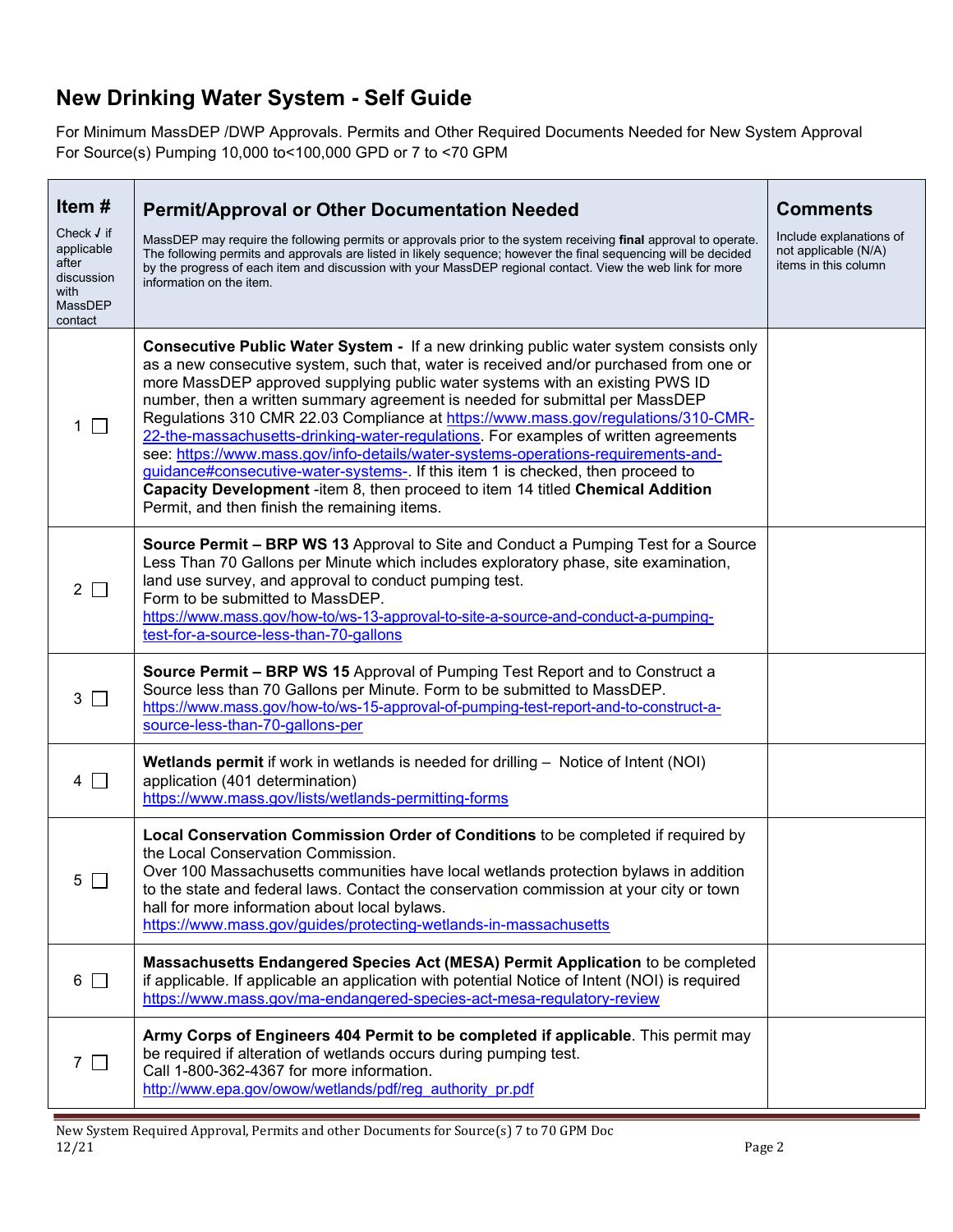## New Drinking Water System - Self Guide

For Minimum MassDEP /DWP Approvals. Permits and Other Required Documents Needed for New System Approval
For Source(s) Pumping 10,000 to<100,000 GPD or 7 to <70 GPM

| **Item #** Check ✓ if applicable after discussion with MassDEP contact | **Permit/Approval or Other Documentation Needed** MassDEP may require the following permits or approvals prior to the system receiving **final** approval to operate. The following permits and approvals are listed in likely sequence; however the final sequencing will be decided by the progress of each item and discussion with your MassDEP regional contact. View the web link for more information on the item. | **Comments** Include explanations of not applicable (N/A) items in this column |
|---|---|---|
| 1 ☐ | **Consecutive Public Water System -** If a new drinking public water system consists only as a new consecutive system, such that, water is received and/or purchased from one or more MassDEP approved supplying public water systems with an existing PWS ID number, then a written summary agreement is needed for submittal per MassDEP Regulations 310 CMR 22.03 Compliance at https://www.mass.gov/regulations/310-CMR-22-the-massachusetts-drinking-water-regulations. For examples of written agreements see: https://www.mass.gov/info-details/water-systems-operations-requirements-and-guidance#consecutive-water-systems-. If this item 1 is checked, then proceed to **Capacity Development** -item 8, then proceed to item 14 titled **Chemical Addition** Permit, and then finish the remaining items. | |
| 2 ☐ | **Source Permit – BRP WS 13** Approval to Site and Conduct a Pumping Test for a Source Less Than 70 Gallons per Minute which includes exploratory phase, site examination, land use survey, and approval to conduct pumping test. Form to be submitted to MassDEP. https://www.mass.gov/how-to/ws-13-approval-to-site-a-source-and-conduct-a-pumping-test-for-a-source-less-than-70-gallons | |
| 3 ☐ | **Source Permit – BRP WS 15** Approval of Pumping Test Report and to Construct a Source less than 70 Gallons per Minute. Form to be submitted to MassDEP. https://www.mass.gov/how-to/ws-15-approval-of-pumping-test-report-and-to-construct-a-source-less-than-70-gallons-per | |
| 4 ☐ | **Wetlands permit** if work in wetlands is needed for drilling – Notice of Intent (NOI) application (401 determination) https://www.mass.gov/lists/wetlands-permitting-forms | |
| 5 ☐ | **Local Conservation Commission Order of Conditions** to be completed if required by the Local Conservation Commission. Over 100 Massachusetts communities have local wetlands protection bylaws in addition to the state and federal laws. Contact the conservation commission at your city or town hall for more information about local bylaws. https://www.mass.gov/guides/protecting-wetlands-in-massachusetts | |
| 6 ☐ | **Massachusetts Endangered Species Act (MESA) Permit Application** to be completed if applicable. If applicable an application with potential Notice of Intent (NOI) is required https://www.mass.gov/ma-endangered-species-act-mesa-regulatory-review | |
| 7 ☐ | **Army Corps of Engineers 404 Permit to be completed if applicable**. This permit may be required if alteration of wetlands occurs during pumping test. Call 1-800-362-4367 for more information. http://www.epa.gov/owow/wetlands/pdf/reg_authority_pr.pdf | |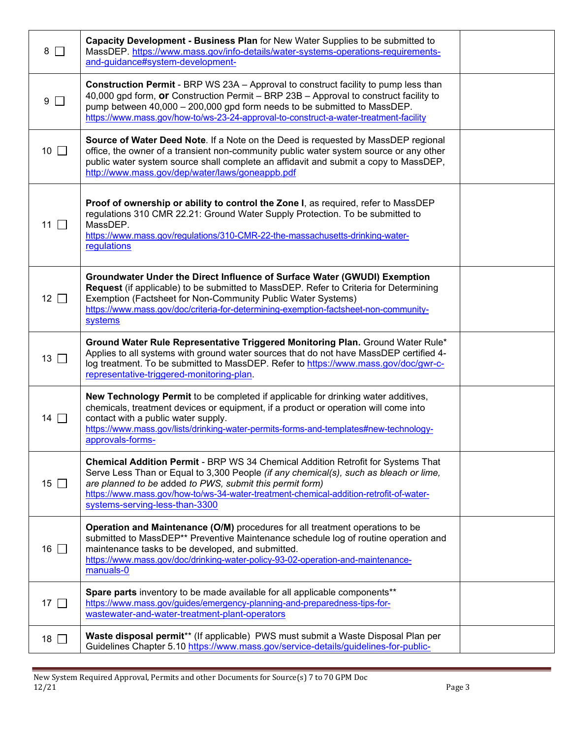| | | |
|---|---|---|
| 8 ☐ | **Capacity Development - Business Plan** for New Water Supplies to be submitted to MassDEP. https://www.mass.gov/info-details/water-systems-operations-requirements-and-guidance#system-development- | |
| 9 ☐ | **Construction Permit** - BRP WS 23A – Approval to construct facility to pump less than 40,000 gpd form, **or** Construction Permit – BRP 23B – Approval to construct facility to pump between 40,000 – 200,000 gpd form needs to be submitted to MassDEP. https://www.mass.gov/how-to/ws-23-24-approval-to-construct-a-water-treatment-facility | |
| 10 ☐ | **Source of Water Deed Note**. If a Note on the Deed is requested by MassDEP regional office, the owner of a transient non-community public water system source or any other public water system source shall complete an affidavit and submit a copy to MassDEP, http://www.mass.gov/dep/water/laws/goneappb.pdf | |
| 11 ☐ | **Proof of ownership or ability to control the Zone I**, as required, refer to MassDEP regulations 310 CMR 22.21: Ground Water Supply Protection. To be submitted to MassDEP. https://www.mass.gov/regulations/310-CMR-22-the-massachusetts-drinking-water-regulations | |
| 12 ☐ | **Groundwater Under the Direct Influence of Surface Water (GWUDI) Exemption Request** (if applicable) to be submitted to MassDEP. Refer to Criteria for Determining Exemption (Factsheet for Non-Community Public Water Systems) https://www.mass.gov/doc/criteria-for-determining-exemption-factsheet-non-community-systems | |
| 13 ☐ | **Ground Water Rule Representative Triggered Monitoring Plan.** Ground Water Rule* Applies to all systems with ground water sources that do not have MassDEP certified 4-log treatment. To be submitted to MassDEP. Refer to https://www.mass.gov/doc/gwr-c-representative-triggered-monitoring-plan. | |
| 14 ☐ | **New Technology Permit** to be completed if applicable for drinking water additives, chemicals, treatment devices or equipment, if a product or operation will come into contact with a public water supply. https://www.mass.gov/lists/drinking-water-permits-forms-and-templates#new-technology-approvals-forms- | |
| 15 ☐ | **Chemical Addition Permit** - BRP WS 34 Chemical Addition Retrofit for Systems That Serve Less Than or Equal to 3,300 People *(if any chemical(s), such as bleach or lime, are planned to be* added *to PWS, submit this permit form)* https://www.mass.gov/how-to/ws-34-water-treatment-chemical-addition-retrofit-of-water-systems-serving-less-than-3300 | |
| 16 ☐ | **Operation and Maintenance (O/M)** procedures for all treatment operations to be submitted to MassDEP** Preventive Maintenance schedule log of routine operation and maintenance tasks to be developed, and submitted. https://www.mass.gov/doc/drinking-water-policy-93-02-operation-and-maintenance-manuals-0 | |
| 17 ☐ | **Spare parts** inventory to be made available for all applicable components** https://www.mass.gov/guides/emergency-planning-and-preparedness-tips-for-wastewater-and-water-treatment-plant-operators | |
| 18 ☐ | **Waste disposal permit**** (If applicable) PWS must submit a Waste Disposal Plan per Guidelines Chapter 5.10 https://www.mass.gov/service-details/guidelines-for-public- | |

New System Required Approval, Permits and other Documents for Source(s) 7 to 70 GPM Doc
12/21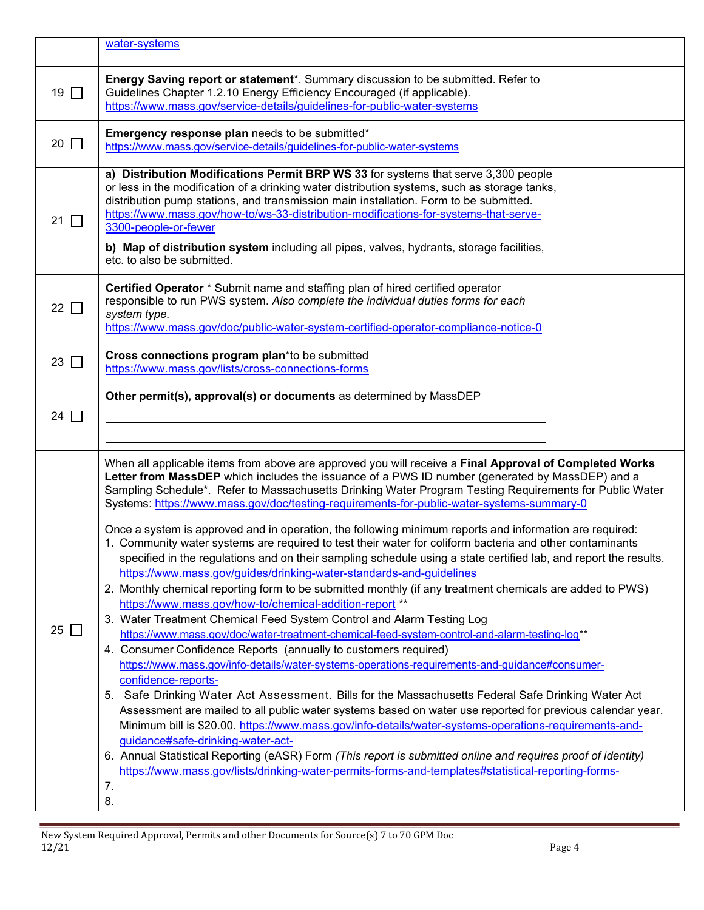| | | |
|---|---|---|
| | water-systems | |
| 19 ☐ | **Energy Saving report or statement***. Summary discussion to be submitted. Refer to Guidelines Chapter 1.2.10 Energy Efficiency Encouraged (if applicable). https://www.mass.gov/service-details/guidelines-for-public-water-systems | |
| 20 ☐ | **Emergency response plan** needs to be submitted* https://www.mass.gov/service-details/guidelines-for-public-water-systems | |
| 21 ☐ | **a) Distribution Modifications Permit BRP WS 33** for systems that serve 3,300 people or less in the modification of a drinking water distribution systems, such as storage tanks, distribution pump stations, and transmission main installation. Form to be submitted. https://www.mass.gov/how-to/ws-33-distribution-modifications-for-systems-that-serve-3300-people-or-fewer<br><br>**b) Map of distribution system** including all pipes, valves, hydrants, storage facilities, etc. to also be submitted. | |
| 22 ☐ | **Certified Operator** * Submit name and staffing plan of hired certified operator responsible to run PWS system. *Also complete the individual duties forms for each system type.* https://www.mass.gov/doc/public-water-system-certified-operator-compliance-notice-0 | |
| 23 ☐ | **Cross connections program plan***to be submitted https://www.mass.gov/lists/cross-connections-forms | |
| 24 ☐ | **Other permit(s), approval(s) or documents** as determined by MassDEP<br><br>\_\_\_\_\_\_\_\_\_\_\_\_\_\_\_\_\_\_\_\_\_\_\_\_\_\_\_\_\_\_\_\_\_\_\_\_\_\_\_\_<br><br>\_\_\_\_\_\_\_\_\_\_\_\_\_\_\_\_\_\_\_\_\_\_\_\_\_\_\_\_\_\_\_\_\_\_\_\_\_\_\_\_ | |
| 25 ☐ | When all applicable items from above are approved you will receive a **Final Approval of Completed Works Letter from MassDEP** which includes the issuance of a PWS ID number (generated by MassDEP) and a Sampling Schedule*. Refer to Massachusetts Drinking Water Program Testing Requirements for Public Water Systems: https://www.mass.gov/doc/testing-requirements-for-public-water-systems-summary-0<br><br>Once a system is approved and in operation, the following minimum reports and information are required:<br>1. Community water systems are required to test their water for coliform bacteria and other contaminants specified in the regulations and on their sampling schedule using a state certified lab, and report the results. https://www.mass.gov/guides/drinking-water-standards-and-guidelines<br>2. Monthly chemical reporting form to be submitted monthly (if any treatment chemicals are added to PWS) https://www.mass.gov/how-to/chemical-addition-report **<br>3. Water Treatment Chemical Feed System Control and Alarm Testing Log https://www.mass.gov/doc/water-treatment-chemical-feed-system-control-and-alarm-testing-log**<br>4. Consumer Confidence Reports (annually to customers required) https://www.mass.gov/info-details/water-systems-operations-requirements-and-guidance#consumer-confidence-reports-<br>5. Safe Drinking Water Act Assessment. Bills for the Massachusetts Federal Safe Drinking Water Act Assessment are mailed to all public water systems based on water use reported for previous calendar year. Minimum bill is $20.00. https://www.mass.gov/info-details/water-systems-operations-requirements-and-guidance#safe-drinking-water-act-<br>6. Annual Statistical Reporting (eASR) Form *(This report is submitted online and requires proof of identity)* https://www.mass.gov/lists/drinking-water-permits-forms-and-templates#statistical-reporting-forms-<br>7. \_\_\_\_\_\_\_\_\_\_\_\_\_\_\_\_\_\_\_\_\_\_\_\_\_\_\_\_<br>8. \_\_\_\_\_\_\_\_\_\_\_\_\_\_\_\_\_\_\_\_\_\_\_\_\_\_\_\_ | |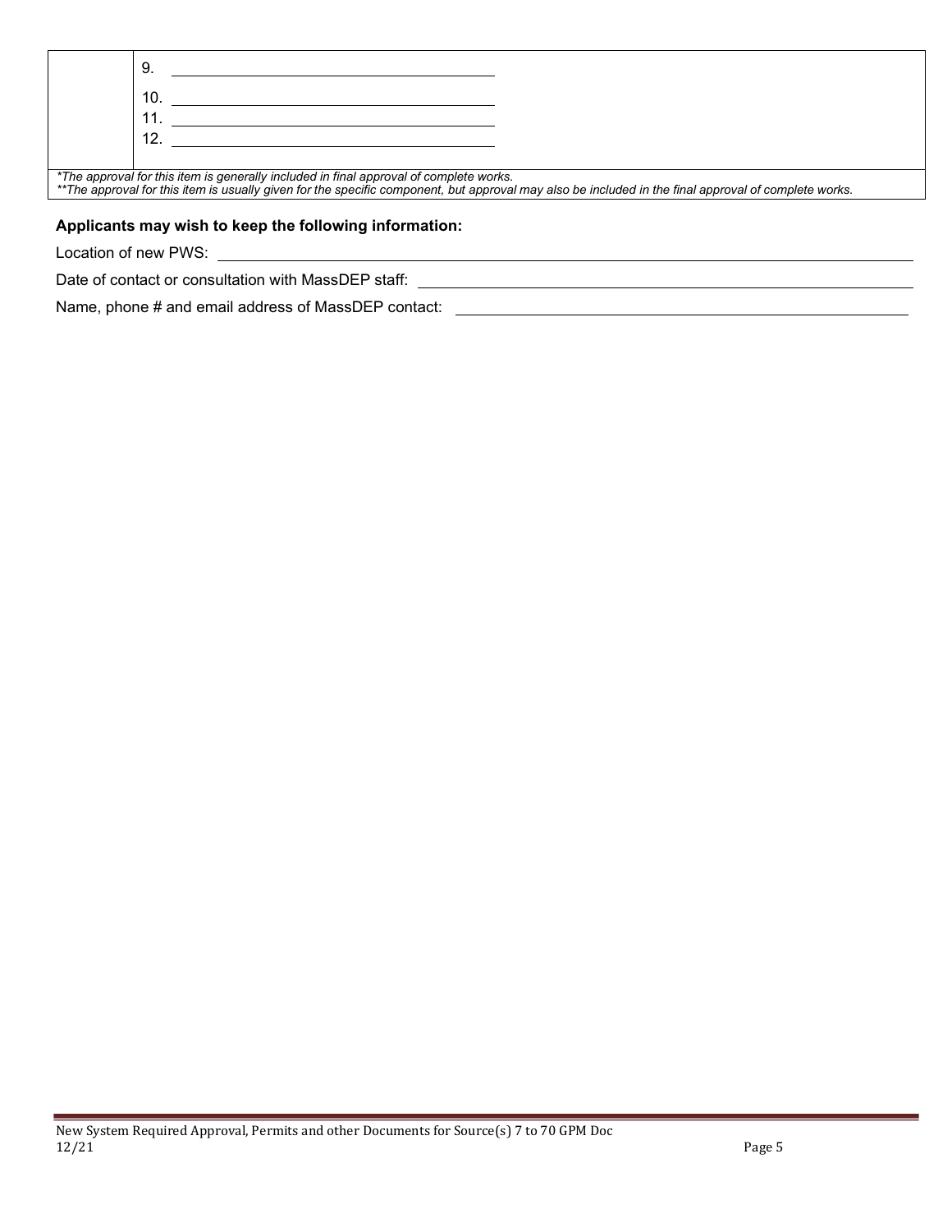| | |
|---|---|
| | 9. \_\_\_\_\_\_\_\_\_\_\_\_\_\_\_\_\_\_\_\_<br>10. \_\_\_\_\_\_\_\_\_\_\_\_\_\_\_\_\_\_\_\_<br>11. \_\_\_\_\_\_\_\_\_\_\_\_\_\_\_\_\_\_\_\_<br>12. \_\_\_\_\_\_\_\_\_\_\_\_\_\_\_\_\_\_\_\_ |

*\*The approval for this item is generally included in final approval of complete works.*
*\*\*The approval for this item is usually given for the specific component, but approval may also be included in the final approval of complete works.*

**Applicants may wish to keep the following information:**

Location of new PWS: \_\_\_\_\_\_\_\_\_\_\_\_\_\_\_\_\_\_\_\_\_\_\_\_\_\_\_\_\_\_\_\_\_\_\_\_\_\_\_\_

Date of contact or consultation with MassDEP staff: \_\_\_\_\_\_\_\_\_\_\_\_\_\_\_\_\_\_\_\_\_\_\_\_\_\_\_\_\_\_\_\_\_\_\_\_\_\_\_\_

Name, phone # and email address of MassDEP contact: \_\_\_\_\_\_\_\_\_\_\_\_\_\_\_\_\_\_\_\_\_\_\_\_\_\_\_\_\_\_\_\_\_\_\_\_\_\_\_\_